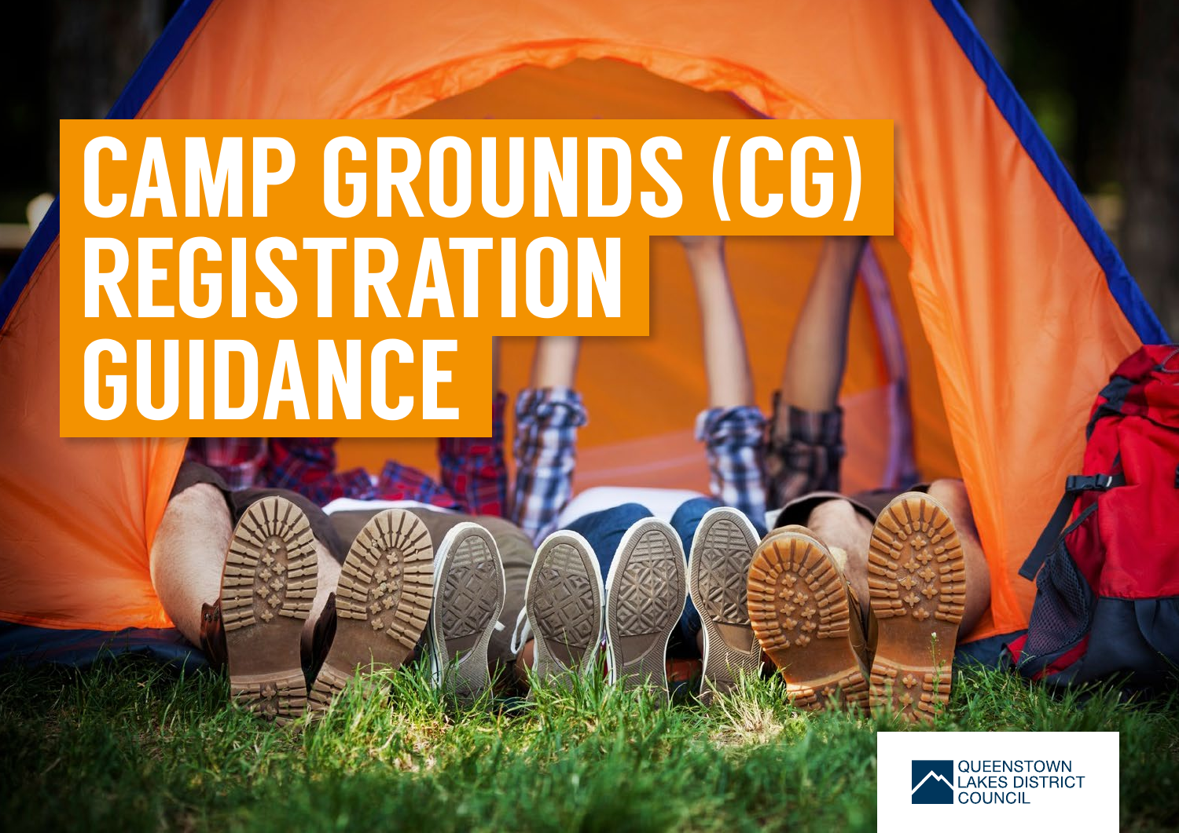# CAMP GROUNDS (CG) REGISTRATION GUIDANCE

QUEENSTOWN LAKES DISTRICT COUNCIL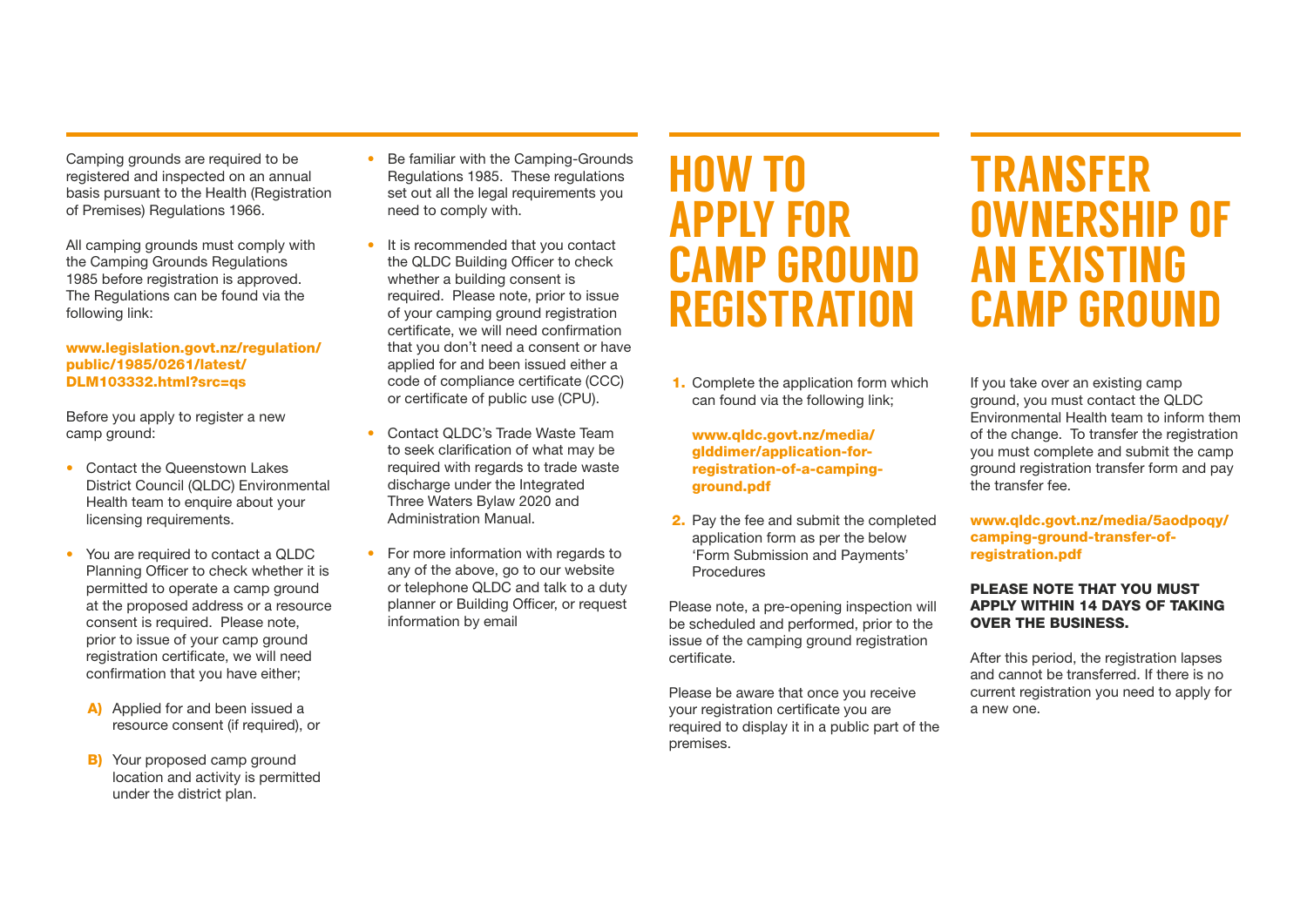Camping grounds are required to be registered and inspected on an annual basis pursuant to the Health (Registration of Premises) Regulations 1966.

All camping grounds must comply with the Camping Grounds Regulations 1985 before registration is approved. The Regulations can be found via the following link:

**www.legislation.govt.nz/regulation/public/1985/0261/latest/DLM103332.html?src=qs**

Before you apply to register a new camp ground:

- Contact the Queenstown Lakes District Council (QLDC) Environmental Health team to enquire about your licensing requirements.
- You are required to contact a QLDC Planning Officer to check whether it is permitted to operate a camp ground at the proposed address or a resource consent is required. Please note, prior to issue of your camp ground registration certificate, we will need confirmation that you have either;

  **A)** Applied for and been issued a resource consent (if required), or

  **B)** Your proposed camp ground location and activity is permitted under the district plan.

- Be familiar with the Camping-Grounds Regulations 1985. These regulations set out all the legal requirements you need to comply with.
- It is recommended that you contact the QLDC Building Officer to check whether a building consent is required. Please note, prior to issue of your camping ground registration certificate, we will need confirmation that you don't need a consent or have applied for and been issued either a code of compliance certificate (CCC) or certificate of public use (CPU).
- Contact QLDC's Trade Waste Team to seek clarification of what may be required with regards to trade waste discharge under the Integrated Three Waters Bylaw 2020 and Administration Manual.
- For more information with regards to any of the above, go to our website or telephone QLDC and talk to a duty planner or Building Officer, or request information by email

# HOW TO APPLY FOR CAMP GROUND REGISTRATION

1. Complete the application form which can found via the following link;

   **www.qldc.govt.nz/media/glddimer/application-for-registration-of-a-camping-ground.pdf**

2. Pay the fee and submit the completed application form as per the below 'Form Submission and Payments' Procedures

Please note, a pre-opening inspection will be scheduled and performed, prior to the issue of the camping ground registration certificate.

Please be aware that once you receive your registration certificate you are required to display it in a public part of the premises.

# TRANSFER OWNERSHIP OF AN EXISTING CAMP GROUND

If you take over an existing camp ground, you must contact the QLDC Environmental Health team to inform them of the change. To transfer the registration you must complete and submit the camp ground registration transfer form and pay the transfer fee.

**www.qldc.govt.nz/media/5aodpoqy/camping-ground-transfer-of-registration.pdf**

**PLEASE NOTE THAT YOU MUST APPLY WITHIN 14 DAYS OF TAKING OVER THE BUSINESS.**

After this period, the registration lapses and cannot be transferred. If there is no current registration you need to apply for a new one.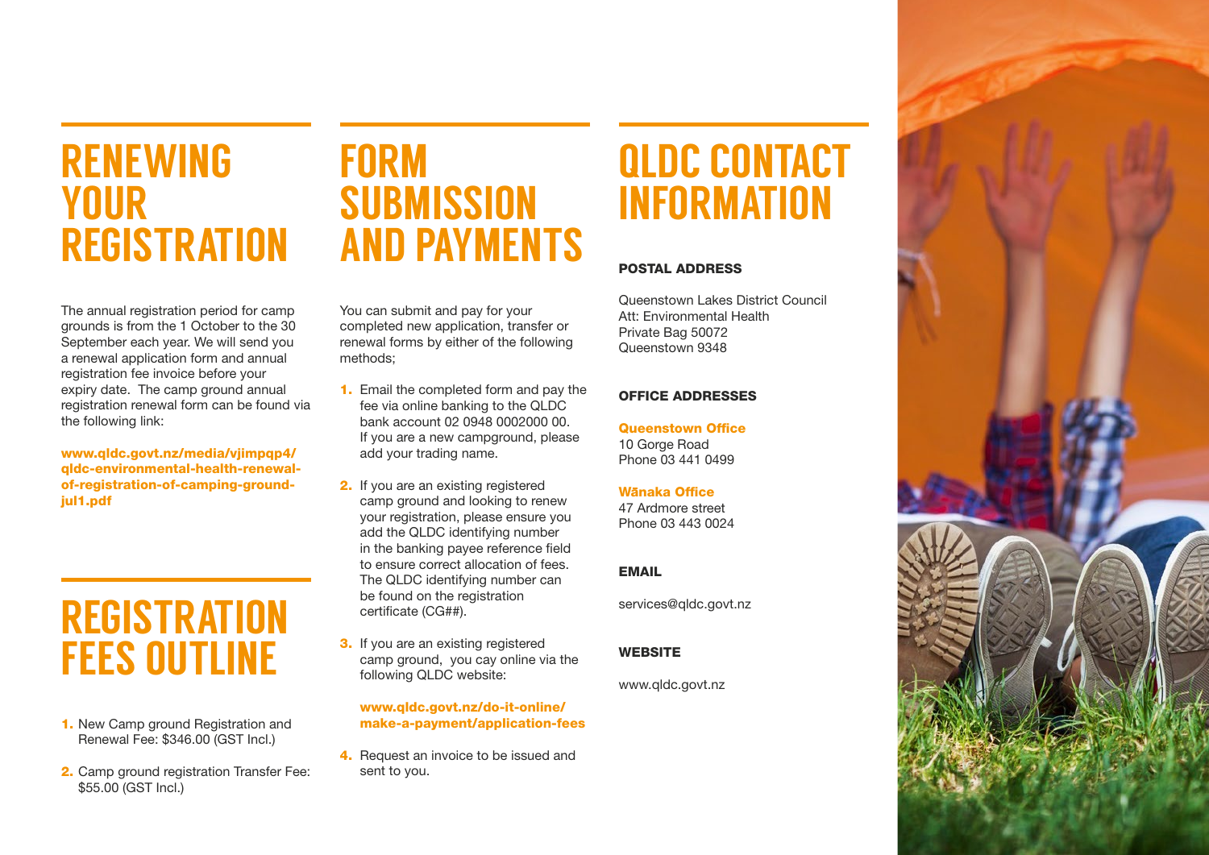# RENEWING YOUR REGISTRATION

The annual registration period for camp grounds is from the 1 October to the 30 September each year. We will send you a renewal application form and annual registration fee invoice before your expiry date. The camp ground annual registration renewal form can be found via the following link:

**www.qldc.govt.nz/media/vjimpqp4/qldc-environmental-health-renewal-of-registration-of-camping-ground-jul1.pdf**

# REGISTRATION FEES OUTLINE

1. New Camp ground Registration and Renewal Fee: $346.00 (GST Incl.)
2. Camp ground registration Transfer Fee: $55.00 (GST Incl.)

# FORM SUBMISSION AND PAYMENTS

You can submit and pay for your completed new application, transfer or renewal forms by either of the following methods;

1. Email the completed form and pay the fee via online banking to the QLDC bank account 02 0948 0002000 00. If you are a new campground, please add your trading name.
2. If you are an existing registered camp ground and looking to renew your registration, please ensure you add the QLDC identifying number in the banking payee reference field to ensure correct allocation of fees. The QLDC identifying number can be found on the registration certificate (CG##).
3. If you are an existing registered camp ground, you cay online via the following QLDC website:

   **www.qldc.govt.nz/do-it-online/make-a-payment/application-fees**

4. Request an invoice to be issued and sent to you.

# QLDC CONTACT INFORMATION

**POSTAL ADDRESS**

Queenstown Lakes District Council
Att: Environmental Health
Private Bag 50072
Queenstown 9348

**OFFICE ADDRESSES**

**Queenstown Office**
10 Gorge Road
Phone 03 441 0499

**Wānaka Office**
47 Ardmore street
Phone 03 443 0024

**EMAIL**

services@qldc.govt.nz

**WEBSITE**

www.qldc.govt.nz